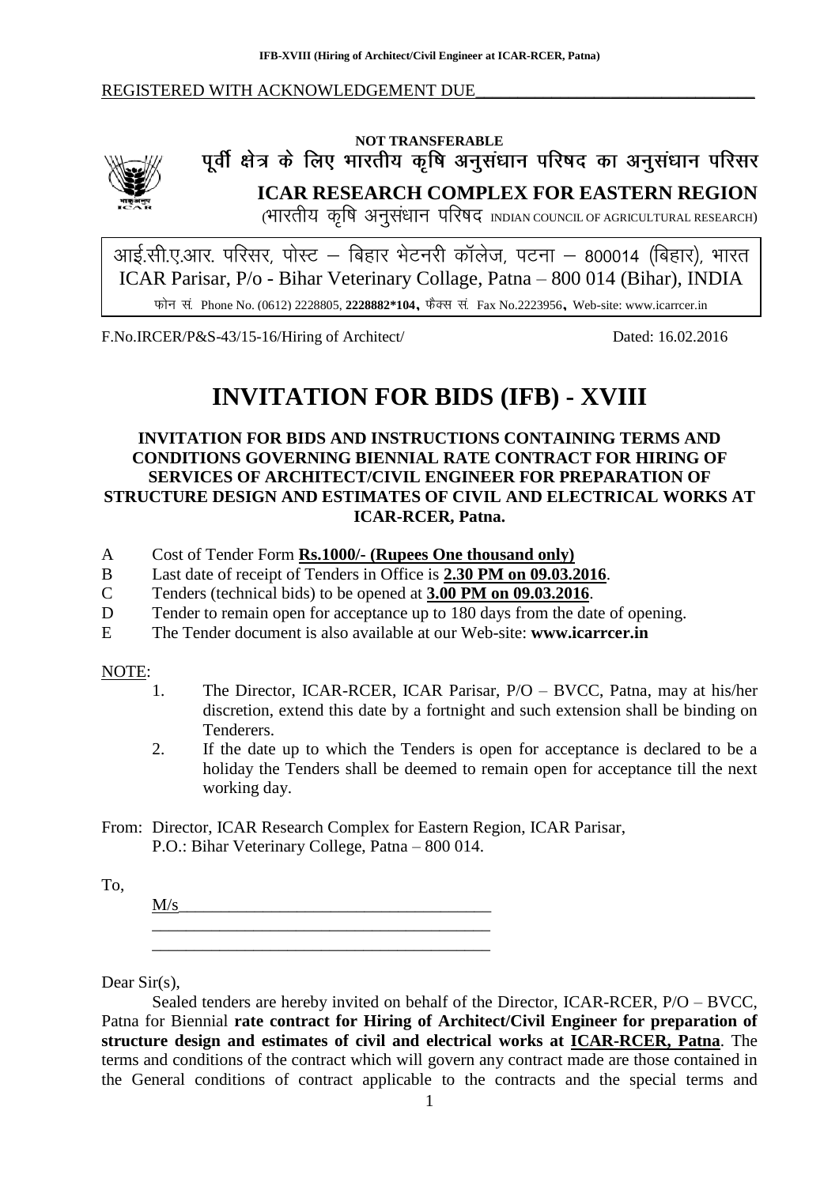REGISTERED WITH ACKNOWLEDGEMENT DUE

**NOT TRANSFERABLE**

# पूर्वी क्षेत्र के लिए भारतीय कृषि अनुसंधान परिषद का अनुसंधान परिसर

## ICAR RESEARCH COMPLEX FOR EASTERN REGION

(भारतीय कृषि अनुसंधान परिषद INDIAN COUNCIL OF AGRICULTURAL RESEARCH)

आई.सी.ए.आर. परिसर, पोस्ट – बिहार भेटनरी कॉलेज, पटना – 800014 (बिहार), भारत
ICAR Parisar, P/o - Bihar Veterinary Collage, Patna – 800 014 (Bihar), INDIA
फोन सं. Phone No. (0612) 2228805, **2228882*104**, फैक्स सं. Fax No.2223956, Web-site: www.icarrcer.in

F.No.IRCER/P&S-43/15-16/Hiring of Architect/ Dated: 16.02.2016

# INVITATION FOR BIDS (IFB) - XVIII

### INVITATION FOR BIDS AND INSTRUCTIONS CONTAINING TERMS AND CONDITIONS GOVERNING BIENNIAL RATE CONTRACT FOR HIRING OF SERVICES OF ARCHITECT/CIVIL ENGINEER FOR PREPARATION OF STRUCTURE DESIGN AND ESTIMATES OF CIVIL AND ELECTRICAL WORKS AT ICAR-RCER, Patna.

A Cost of Tender Form **Rs.1000/- (Rupees One thousand only)**
B Last date of receipt of Tenders in Office is **2.30 PM on 09.03.2016**.
C Tenders (technical bids) to be opened at **3.00 PM on 09.03.2016**.
D Tender to remain open for acceptance up to 180 days from the date of opening.
E The Tender document is also available at our Web-site: **www.icarrcer.in**

NOTE:

1. The Director, ICAR-RCER, ICAR Parisar, P/O – BVCC, Patna, may at his/her discretion, extend this date by a fortnight and such extension shall be binding on Tenderers.
2. If the date up to which the Tenders is open for acceptance is declared to be a holiday the Tenders shall be deemed to remain open for acceptance till the next working day.

From: Director, ICAR Research Complex for Eastern Region, ICAR Parisar, P.O.: Bihar Veterinary College, Patna – 800 014.

To,

M/s_____________________________________
_________________________________________
_________________________________________

Dear Sir(s),

Sealed tenders are hereby invited on behalf of the Director, ICAR-RCER, P/O – BVCC, Patna for Biennial **rate contract for Hiring of Architect/Civil Engineer for preparation of structure design and estimates of civil and electrical works at ICAR-RCER, Patna**. The terms and conditions of the contract which will govern any contract made are those contained in the General conditions of contract applicable to the contracts and the special terms and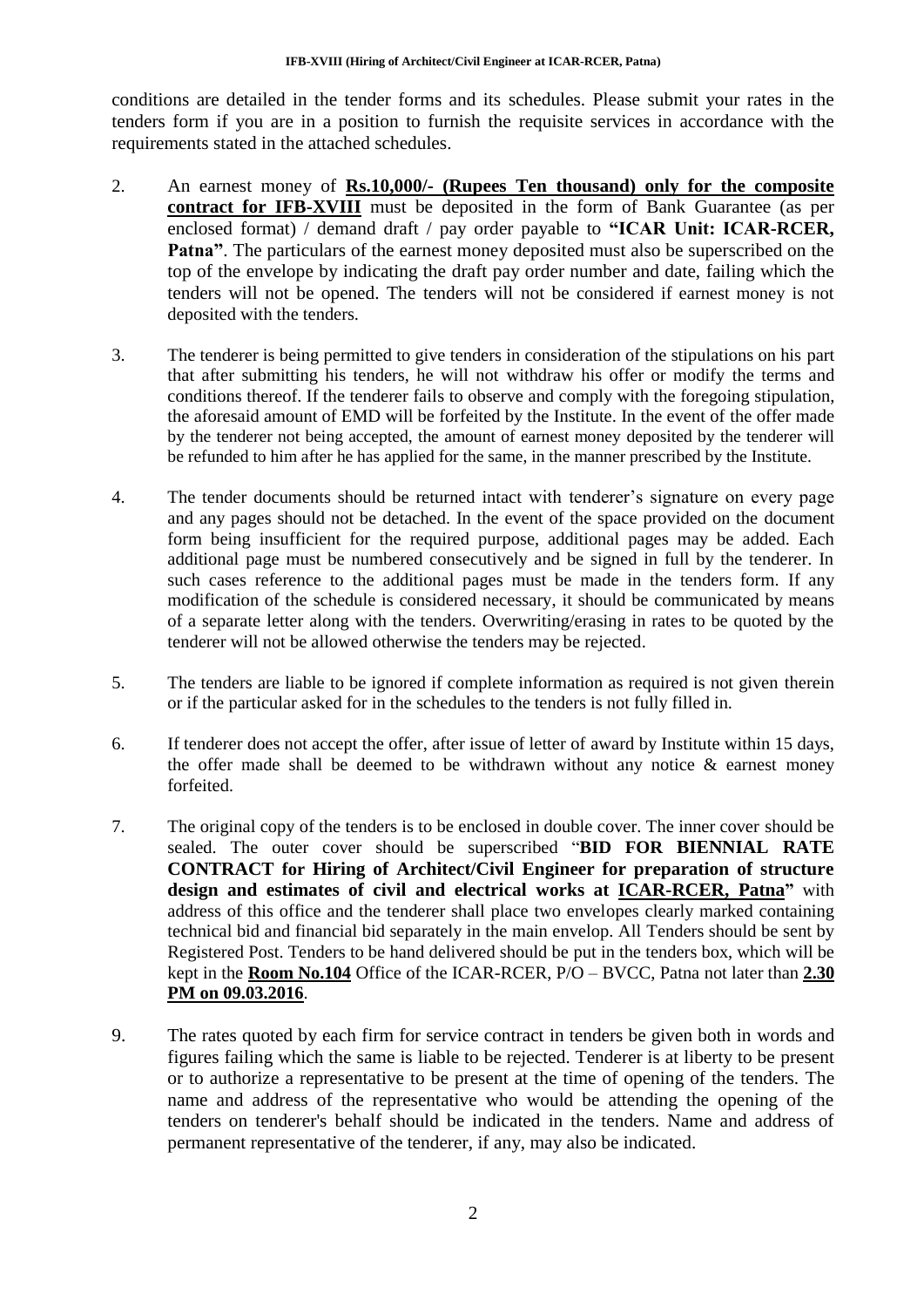conditions are detailed in the tender forms and its schedules. Please submit your rates in the tenders form if you are in a position to furnish the requisite services in accordance with the requirements stated in the attached schedules.

2. An earnest money of **Rs.10,000/- (Rupees Ten thousand) only for the composite contract for IFB-XVIII** must be deposited in the form of Bank Guarantee (as per enclosed format) / demand draft / pay order payable to **"ICAR Unit: ICAR-RCER, Patna"**. The particulars of the earnest money deposited must also be superscribed on the top of the envelope by indicating the draft pay order number and date, failing which the tenders will not be opened. The tenders will not be considered if earnest money is not deposited with the tenders.

3. The tenderer is being permitted to give tenders in consideration of the stipulations on his part that after submitting his tenders, he will not withdraw his offer or modify the terms and conditions thereof. If the tenderer fails to observe and comply with the foregoing stipulation, the aforesaid amount of EMD will be forfeited by the Institute. In the event of the offer made by the tenderer not being accepted, the amount of earnest money deposited by the tenderer will be refunded to him after he has applied for the same, in the manner prescribed by the Institute.

4. The tender documents should be returned intact with tenderer's signature on every page and any pages should not be detached. In the event of the space provided on the document form being insufficient for the required purpose, additional pages may be added. Each additional page must be numbered consecutively and be signed in full by the tenderer. In such cases reference to the additional pages must be made in the tenders form. If any modification of the schedule is considered necessary, it should be communicated by means of a separate letter along with the tenders. Overwriting/erasing in rates to be quoted by the tenderer will not be allowed otherwise the tenders may be rejected.

5. The tenders are liable to be ignored if complete information as required is not given therein or if the particular asked for in the schedules to the tenders is not fully filled in.

6. If tenderer does not accept the offer, after issue of letter of award by Institute within 15 days, the offer made shall be deemed to be withdrawn without any notice & earnest money forfeited.

7. The original copy of the tenders is to be enclosed in double cover. The inner cover should be sealed. The outer cover should be superscribed "**BID FOR BIENNIAL RATE CONTRACT for Hiring of Architect/Civil Engineer for preparation of structure design and estimates of civil and electrical works at ICAR-RCER, Patna"** with address of this office and the tenderer shall place two envelopes clearly marked containing technical bid and financial bid separately in the main envelop. All Tenders should be sent by Registered Post. Tenders to be hand delivered should be put in the tenders box, which will be kept in the **Room No.104** Office of the ICAR-RCER, P/O – BVCC, Patna not later than **2.30 PM on 09.03.2016**.

9. The rates quoted by each firm for service contract in tenders be given both in words and figures failing which the same is liable to be rejected. Tenderer is at liberty to be present or to authorize a representative to be present at the time of opening of the tenders. The name and address of the representative who would be attending the opening of the tenders on tenderer's behalf should be indicated in the tenders. Name and address of permanent representative of the tenderer, if any, may also be indicated.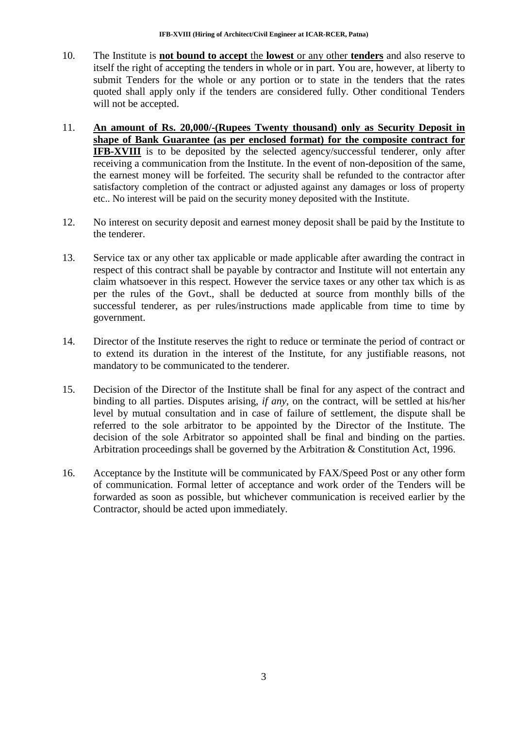10. The Institute is **not bound to accept** the **lowest** or any other **tenders** and also reserve to itself the right of accepting the tenders in whole or in part. You are, however, at liberty to submit Tenders for the whole or any portion or to state in the tenders that the rates quoted shall apply only if the tenders are considered fully. Other conditional Tenders will not be accepted.

11. **An amount of Rs. 20,000/-(Rupees Twenty thousand) only as Security Deposit in shape of Bank Guarantee (as per enclosed format) for the composite contract for IFB-XVIII** is to be deposited by the selected agency/successful tenderer, only after receiving a communication from the Institute. In the event of non-deposition of the same, the earnest money will be forfeited. The security shall be refunded to the contractor after satisfactory completion of the contract or adjusted against any damages or loss of property etc.. No interest will be paid on the security money deposited with the Institute.

12. No interest on security deposit and earnest money deposit shall be paid by the Institute to the tenderer.

13. Service tax or any other tax applicable or made applicable after awarding the contract in respect of this contract shall be payable by contractor and Institute will not entertain any claim whatsoever in this respect. However the service taxes or any other tax which is as per the rules of the Govt., shall be deducted at source from monthly bills of the successful tenderer, as per rules/instructions made applicable from time to time by government.

14. Director of the Institute reserves the right to reduce or terminate the period of contract or to extend its duration in the interest of the Institute, for any justifiable reasons, not mandatory to be communicated to the tenderer.

15. Decision of the Director of the Institute shall be final for any aspect of the contract and binding to all parties. Disputes arising, *if any*, on the contract, will be settled at his/her level by mutual consultation and in case of failure of settlement, the dispute shall be referred to the sole arbitrator to be appointed by the Director of the Institute. The decision of the sole Arbitrator so appointed shall be final and binding on the parties. Arbitration proceedings shall be governed by the Arbitration & Constitution Act, 1996.

16. Acceptance by the Institute will be communicated by FAX/Speed Post or any other form of communication. Formal letter of acceptance and work order of the Tenders will be forwarded as soon as possible, but whichever communication is received earlier by the Contractor, should be acted upon immediately.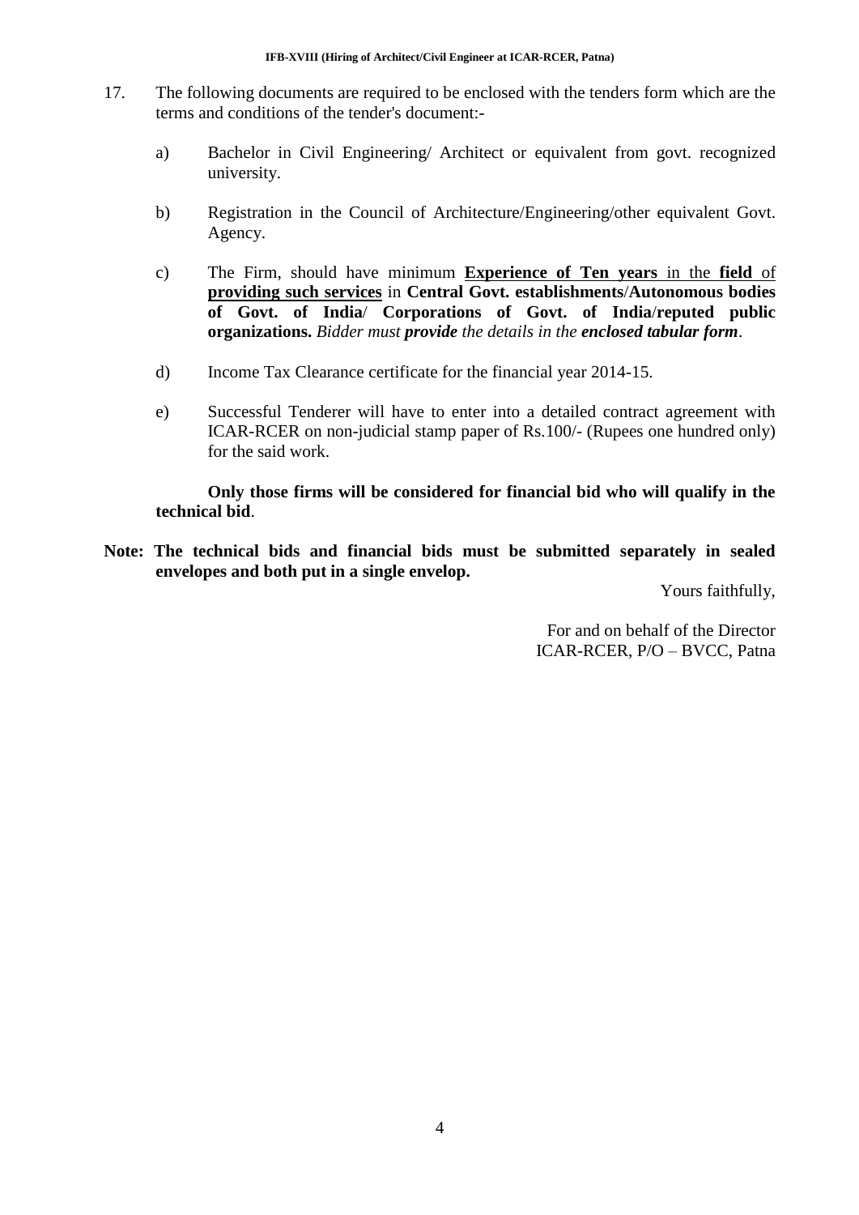17. The following documents are required to be enclosed with the tenders form which are the terms and conditions of the tender's document:-

    a) Bachelor in Civil Engineering/ Architect or equivalent from govt. recognized university.

    b) Registration in the Council of Architecture/Engineering/other equivalent Govt. Agency.

    c) The Firm, should have minimum **<u>Experience of Ten years</u>** <u>in the</u> **<u>field</u>** <u>of</u> **<u>providing such services</u>** in **Central Govt. establishments**/**Autonomous bodies of Govt. of India**/ **Corporations of Govt. of India**/**reputed public organizations.** *Bidder must **provide** the details in the **enclosed tabular form**.*

    d) Income Tax Clearance certificate for the financial year 2014-15.

    e) Successful Tenderer will have to enter into a detailed contract agreement with ICAR-RCER on non-judicial stamp paper of Rs.100/- (Rupees one hundred only) for the said work.

    **Only those firms will be considered for financial bid who will qualify in the technical bid**.

**Note: The technical bids and financial bids must be submitted separately in sealed envelopes and both put in a single envelop.**

Yours faithfully,

For and on behalf of the Director
ICAR-RCER, P/O – BVCC, Patna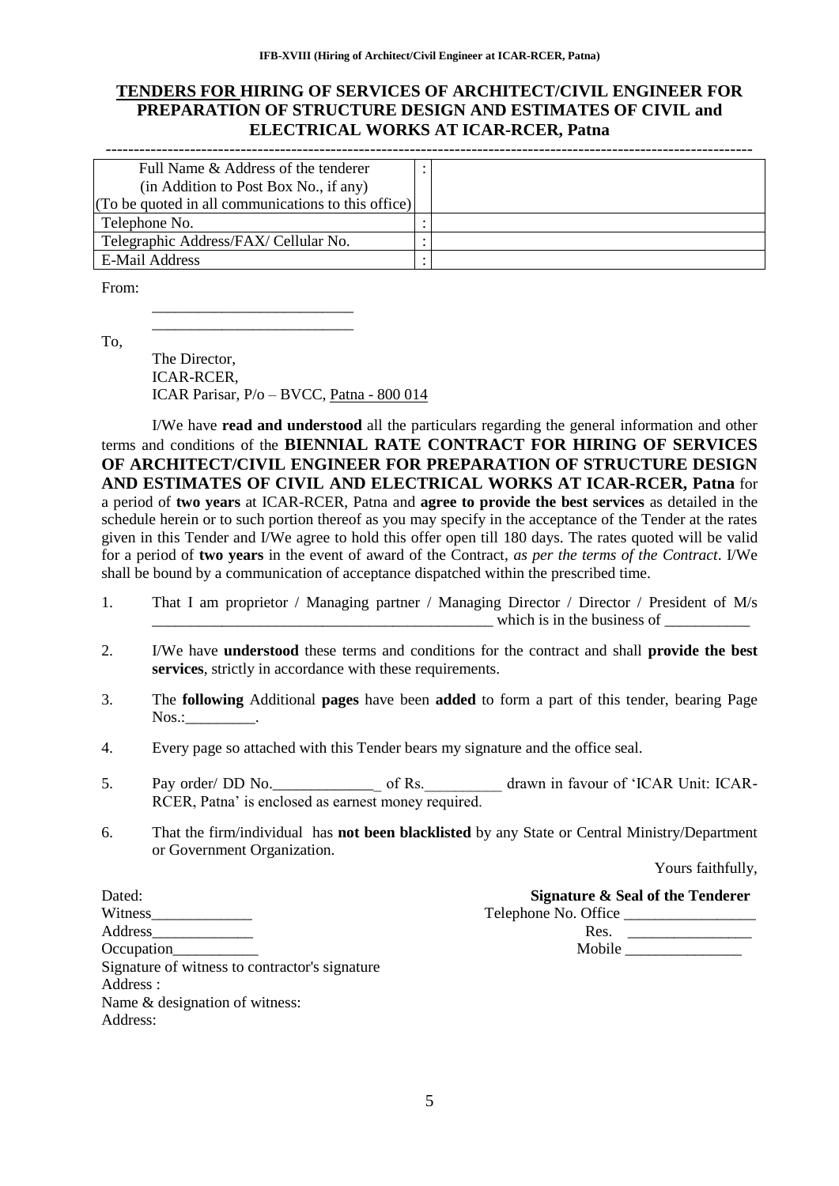## TENDERS FOR HIRING OF SERVICES OF ARCHITECT/CIVIL ENGINEER FOR PREPARATION OF STRUCTURE DESIGN AND ESTIMATES OF CIVIL and ELECTRICAL WORKS AT ICAR-RCER, Patna

| Full Name & Address of the tenderer (in Addition to Post Box No., if any) (To be quoted in all communications to this office) | : | |
|---|---|---|
| Telephone No. | : | |
| Telegraphic Address/FAX/ Cellular No. | : | |
| E-Mail Address | : | |

From:

__________________________

__________________________

To,

The Director,
ICAR-RCER,
ICAR Parisar, P/o – BVCC, Patna - 800 014

I/We have **read and understood** all the particulars regarding the general information and other terms and conditions of the **BIENNIAL RATE CONTRACT FOR HIRING OF SERVICES OF ARCHITECT/CIVIL ENGINEER FOR PREPARATION OF STRUCTURE DESIGN AND ESTIMATES OF CIVIL AND ELECTRICAL WORKS AT ICAR-RCER, Patna** for a period of **two years** at ICAR-RCER, Patna and **agree to provide the best services** as detailed in the schedule herein or to such portion thereof as you may specify in the acceptance of the Tender at the rates given in this Tender and I/We agree to hold this offer open till 180 days. The rates quoted will be valid for a period of **two years** in the event of award of the Contract, *as per the terms of the Contract*. I/We shall be bound by a communication of acceptance dispatched within the prescribed time.

1. That I am proprietor / Managing partner / Managing Director / Director / President of M/s ____________________________________________ which is in the business of ___________
2. I/We have **understood** these terms and conditions for the contract and shall **provide the best services**, strictly in accordance with these requirements.
3. The **following** Additional **pages** have been **added** to form a part of this tender, bearing Page Nos.:_________.
4. Every page so attached with this Tender bears my signature and the office seal.
5. Pay order/ DD No._____________ of Rs._________ drawn in favour of 'ICAR Unit: ICAR-RCER, Patna' is enclosed as earnest money required.
6. That the firm/individual has **not been blacklisted** by any State or Central Ministry/Department or Government Organization.

Yours faithfully,

**Signature & Seal of the Tenderer**

Telephone No. Office ________________

Res. ________________

Mobile _______________

Dated:

Witness_____________

Address_____________

Occupation___________

Signature of witness to contractor's signature

Address :

Name & designation of witness:

Address: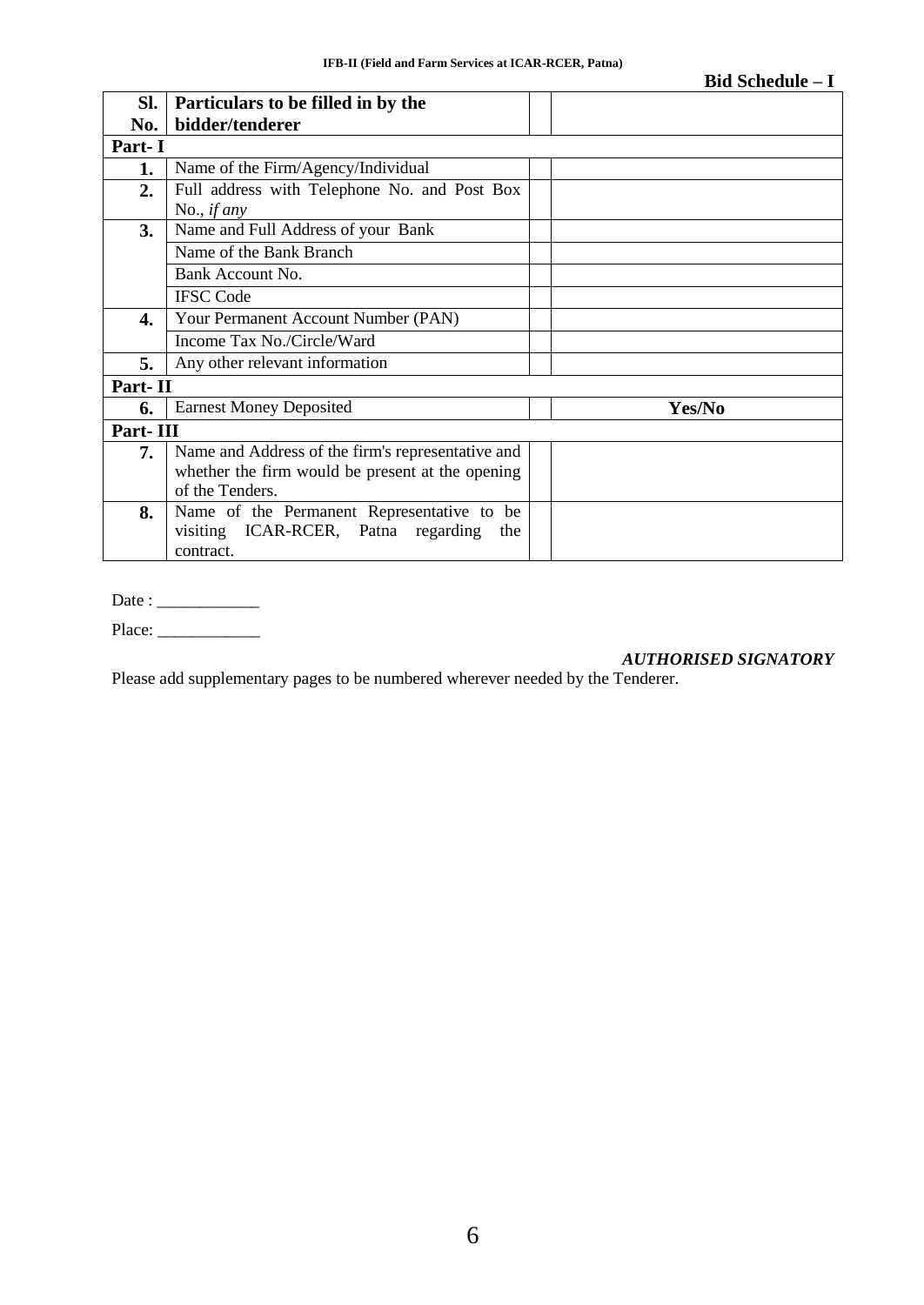**Bid Schedule – I**

| Sl. No. | Particulars to be filled in by the bidder/tenderer | | |
|---|---|---|---|
| **Part- I** | | | |
| **1.** | Name of the Firm/Agency/Individual | | |
| **2.** | Full address with Telephone No. and Post Box No., *if any* | | |
| **3.** | Name and Full Address of your Bank | | |
| | Name of the Bank Branch | | |
| | Bank Account No. | | |
| | IFSC Code | | |
| **4.** | Your Permanent Account Number (PAN) | | |
| | Income Tax No./Circle/Ward | | |
| **5.** | Any other relevant information | | |
| **Part- II** | | | |
| **6.** | Earnest Money Deposited | | **Yes/No** |
| **Part- III** | | | |
| **7.** | Name and Address of the firm's representative and whether the firm would be present at the opening of the Tenders. | | |
| **8.** | Name of the Permanent Representative to be visiting ICAR-RCER, Patna regarding the contract. | | |

Date : ____________

Place: ____________

***AUTHORISED SIGNATORY***

Please add supplementary pages to be numbered wherever needed by the Tenderer.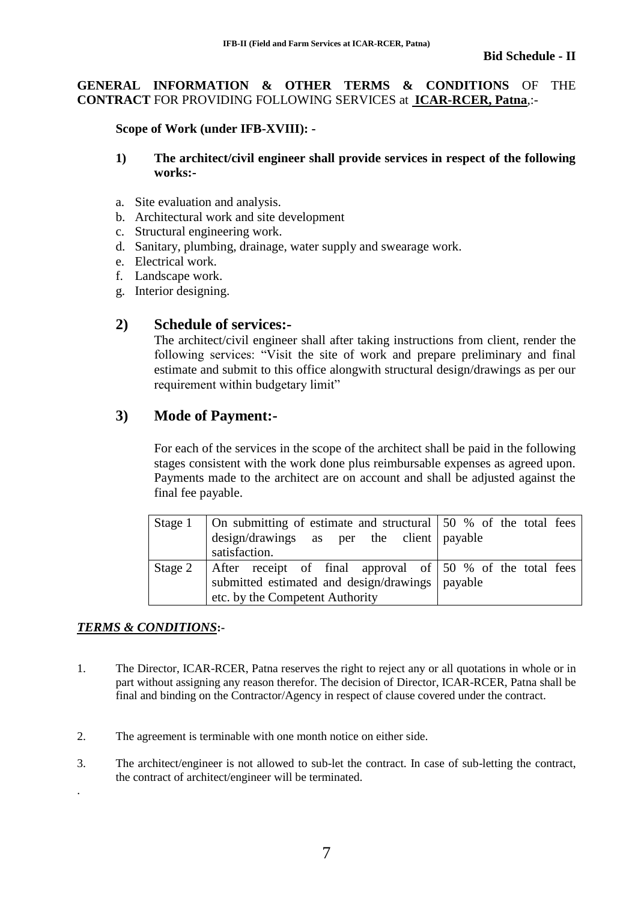**Bid Schedule - II**

**GENERAL INFORMATION & OTHER TERMS & CONDITIONS** OF THE **CONTRACT** FOR PROVIDING FOLLOWING SERVICES at **ICAR-RCER, Patna**,:-

**Scope of Work (under IFB-XVIII): -**

**1) The architect/civil engineer shall provide services in respect of the following works:-**

a. Site evaluation and analysis.
b. Architectural work and site development
c. Structural engineering work.
d. Sanitary, plumbing, drainage, water supply and swearage work.
e. Electrical work.
f. Landscape work.
g. Interior designing.

## 2) Schedule of services:-

The architect/civil engineer shall after taking instructions from client, render the following services: "Visit the site of work and prepare preliminary and final estimate and submit to this office alongwith structural design/drawings as per our requirement within budgetary limit"

## 3) Mode of Payment:-

For each of the services in the scope of the architect shall be paid in the following stages consistent with the work done plus reimbursable expenses as agreed upon. Payments made to the architect are on account and shall be adjusted against the final fee payable.

| Stage | Description | Payment |
|---|---|---|
| Stage 1 | On submitting of estimate and structural design/drawings as per the client satisfaction. | 50 % of the total fees payable |
| Stage 2 | After receipt of final approval of submitted estimated and design/drawings etc. by the Competent Authority | 50 % of the total fees payable |

***TERMS & CONDITIONS***:-

1. The Director, ICAR-RCER, Patna reserves the right to reject any or all quotations in whole or in part without assigning any reason therefor. The decision of Director, ICAR-RCER, Patna shall be final and binding on the Contractor/Agency in respect of clause covered under the contract.

2. The agreement is terminable with one month notice on either side.

3. The architect/engineer is not allowed to sub-let the contract. In case of sub-letting the contract, the contract of architect/engineer will be terminated.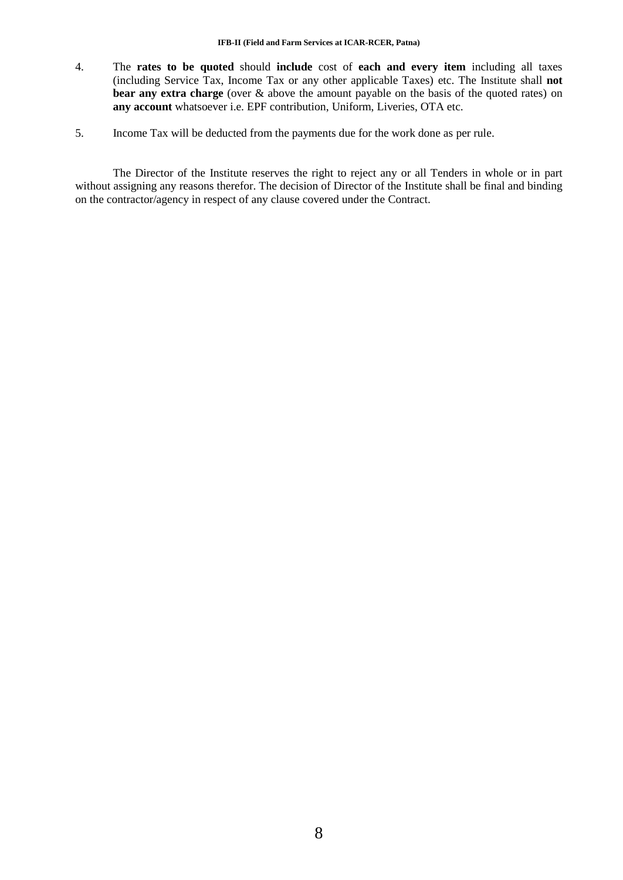4. The **rates to be quoted** should **include** cost of **each and every item** including all taxes (including Service Tax, Income Tax or any other applicable Taxes) etc. The Institute shall **not bear any extra charge** (over & above the amount payable on the basis of the quoted rates) on **any account** whatsoever i.e. EPF contribution, Uniform, Liveries, OTA etc.

5. Income Tax will be deducted from the payments due for the work done as per rule.

The Director of the Institute reserves the right to reject any or all Tenders in whole or in part without assigning any reasons therefor. The decision of Director of the Institute shall be final and binding on the contractor/agency in respect of any clause covered under the Contract.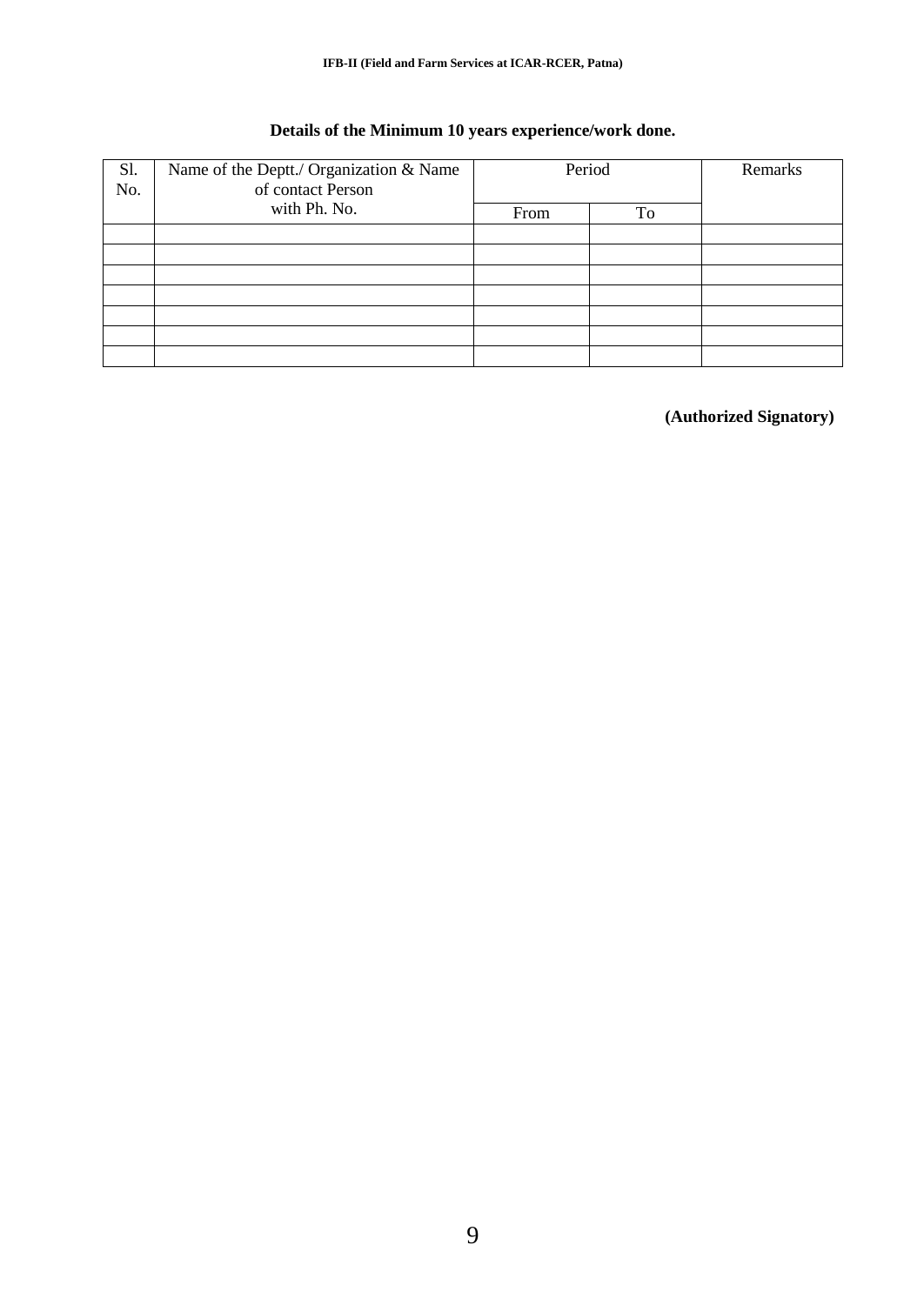**Details of the Minimum 10 years experience/work done.**

| Sl. No. | Name of the Deptt./ Organization & Name of contact Person with Ph. No. | Period | | Remarks |
|---|---|---|---|---|
| | | From | To | |
| | | | | |
| | | | | |
| | | | | |
| | | | | |
| | | | | |
| | | | | |
| | | | | |

**(Authorized Signatory)**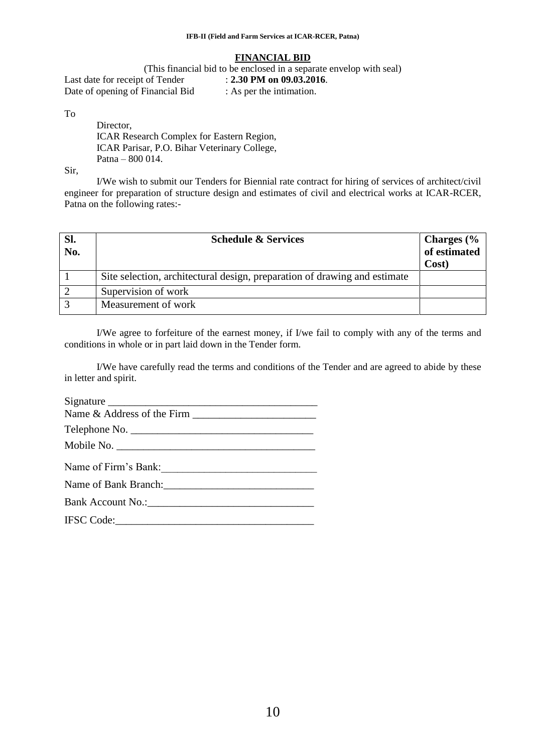## FINANCIAL BID

(This financial bid to be enclosed in a separate envelop with seal)

Last date for receipt of Tender : **2.30 PM on 09.03.2016**.
Date of opening of Financial Bid : As per the intimation.

To

Director,
ICAR Research Complex for Eastern Region,
ICAR Parisar, P.O. Bihar Veterinary College,
Patna – 800 014.

Sir,

I/We wish to submit our Tenders for Biennial rate contract for hiring of services of architect/civil engineer for preparation of structure design and estimates of civil and electrical works at ICAR-RCER, Patna on the following rates:-

| Sl. No. | Schedule & Services | Charges (% of estimated Cost) |
|---|---|---|
| 1 | Site selection, architectural design, preparation of drawing and estimate | |
| 2 | Supervision of work | |
| 3 | Measurement of work | |

I/We agree to forfeiture of the earnest money, if I/we fail to comply with any of the terms and conditions in whole or in part laid down in the Tender form.

I/We have carefully read the terms and conditions of the Tender and are agreed to abide by these in letter and spirit.

Signature _______________________________________

Name & Address of the Firm _______________________

Telephone No. __________________________________

Mobile No. _____________________________________

Name of Firm's Bank:_____________________________

Name of Bank Branch:____________________________

Bank Account No.:_______________________________

IFSC Code:____________________________________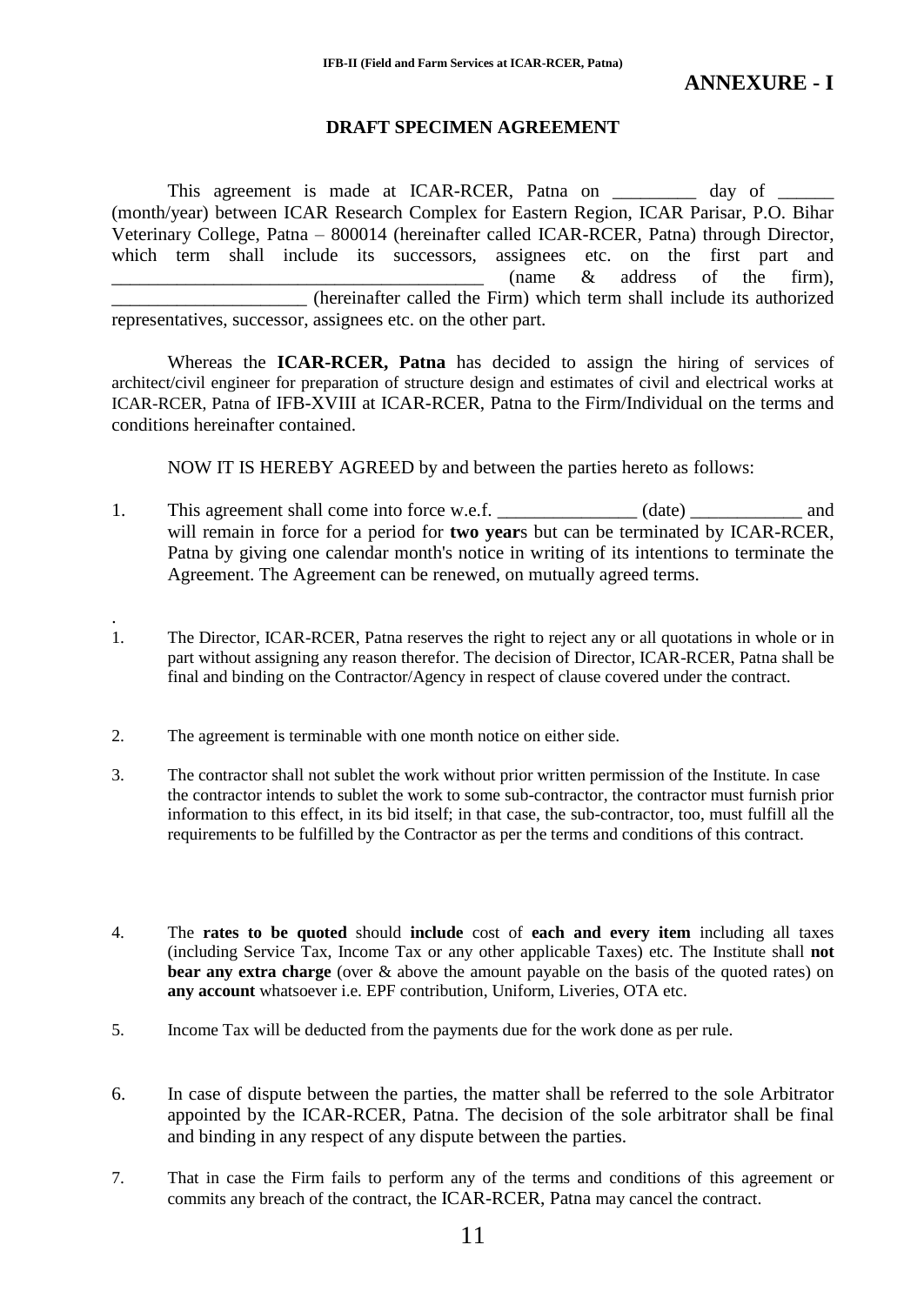# ANNEXURE - I

## DRAFT SPECIMEN AGREEMENT

This agreement is made at ICAR-RCER, Patna on _________ day of ______ (month/year) between ICAR Research Complex for Eastern Region, ICAR Parisar, P.O. Bihar Veterinary College, Patna – 800014 (hereinafter called ICAR-RCER, Patna) through Director, which term shall include its successors, assignees etc. on the first part and ________________________________________ (name & address of the firm), ____________________ (hereinafter called the Firm) which term shall include its authorized representatives, successor, assignees etc. on the other part.

Whereas the **ICAR-RCER, Patna** has decided to assign the hiring of services of architect/civil engineer for preparation of structure design and estimates of civil and electrical works at ICAR-RCER, Patna of IFB-XVIII at ICAR-RCER, Patna to the Firm/Individual on the terms and conditions hereinafter contained.

NOW IT IS HEREBY AGREED by and between the parties hereto as follows:

1. This agreement shall come into force w.e.f. _______________ (date) ____________ and will remain in force for a period for **two year**s but can be terminated by ICAR-RCER, Patna by giving one calendar month's notice in writing of its intentions to terminate the Agreement. The Agreement can be renewed, on mutually agreed terms.

.

1. The Director, ICAR-RCER, Patna reserves the right to reject any or all quotations in whole or in part without assigning any reason therefor. The decision of Director, ICAR-RCER, Patna shall be final and binding on the Contractor/Agency in respect of clause covered under the contract.

2. The agreement is terminable with one month notice on either side.

3. The contractor shall not sublet the work without prior written permission of the Institute. In case the contractor intends to sublet the work to some sub-contractor, the contractor must furnish prior information to this effect, in its bid itself; in that case, the sub-contractor, too, must fulfill all the requirements to be fulfilled by the Contractor as per the terms and conditions of this contract.

4. The **rates to be quoted** should **include** cost of **each and every item** including all taxes (including Service Tax, Income Tax or any other applicable Taxes) etc. The Institute shall **not bear any extra charge** (over & above the amount payable on the basis of the quoted rates) on **any account** whatsoever i.e. EPF contribution, Uniform, Liveries, OTA etc.

5. Income Tax will be deducted from the payments due for the work done as per rule.

6. In case of dispute between the parties, the matter shall be referred to the sole Arbitrator appointed by the ICAR-RCER, Patna. The decision of the sole arbitrator shall be final and binding in any respect of any dispute between the parties.

7. That in case the Firm fails to perform any of the terms and conditions of this agreement or commits any breach of the contract, the ICAR-RCER, Patna may cancel the contract.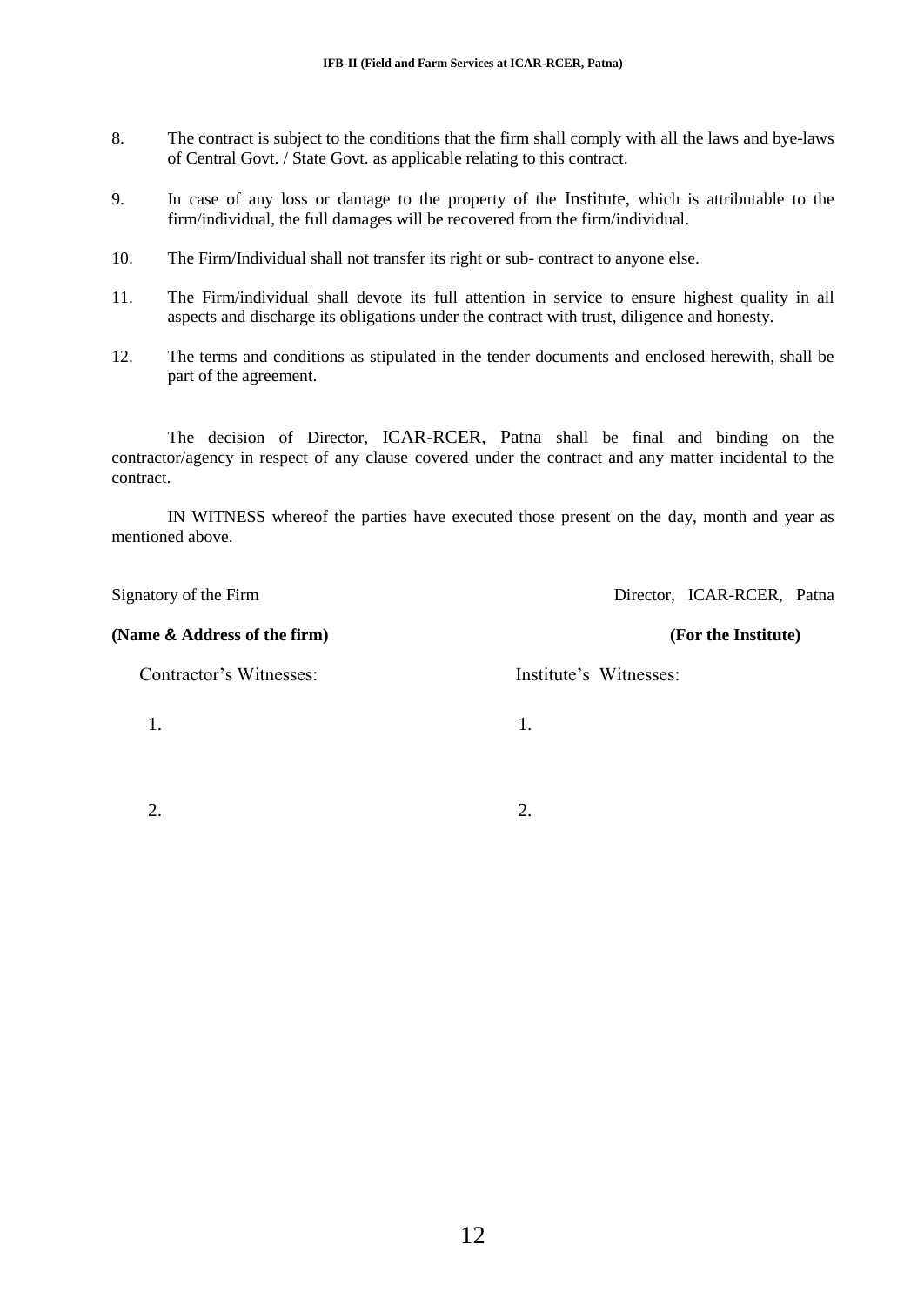8. The contract is subject to the conditions that the firm shall comply with all the laws and bye-laws of Central Govt. / State Govt. as applicable relating to this contract.

9. In case of any loss or damage to the property of the Institute, which is attributable to the firm/individual, the full damages will be recovered from the firm/individual.

10. The Firm/Individual shall not transfer its right or sub- contract to anyone else.

11. The Firm/individual shall devote its full attention in service to ensure highest quality in all aspects and discharge its obligations under the contract with trust, diligence and honesty.

12. The terms and conditions as stipulated in the tender documents and enclosed herewith, shall be part of the agreement.

The decision of Director, ICAR-RCER, Patna shall be final and binding on the contractor/agency in respect of any clause covered under the contract and any matter incidental to the contract.

IN WITNESS whereof the parties have executed those present on the day, month and year as mentioned above.

| Signatory of the Firm | Director, ICAR-RCER, Patna |
|---|---|
| **(Name & Address of the firm)** | **(For the Institute)** |
| Contractor's Witnesses: | Institute's Witnesses: |
| 1. | 1. |
| 2. | 2. |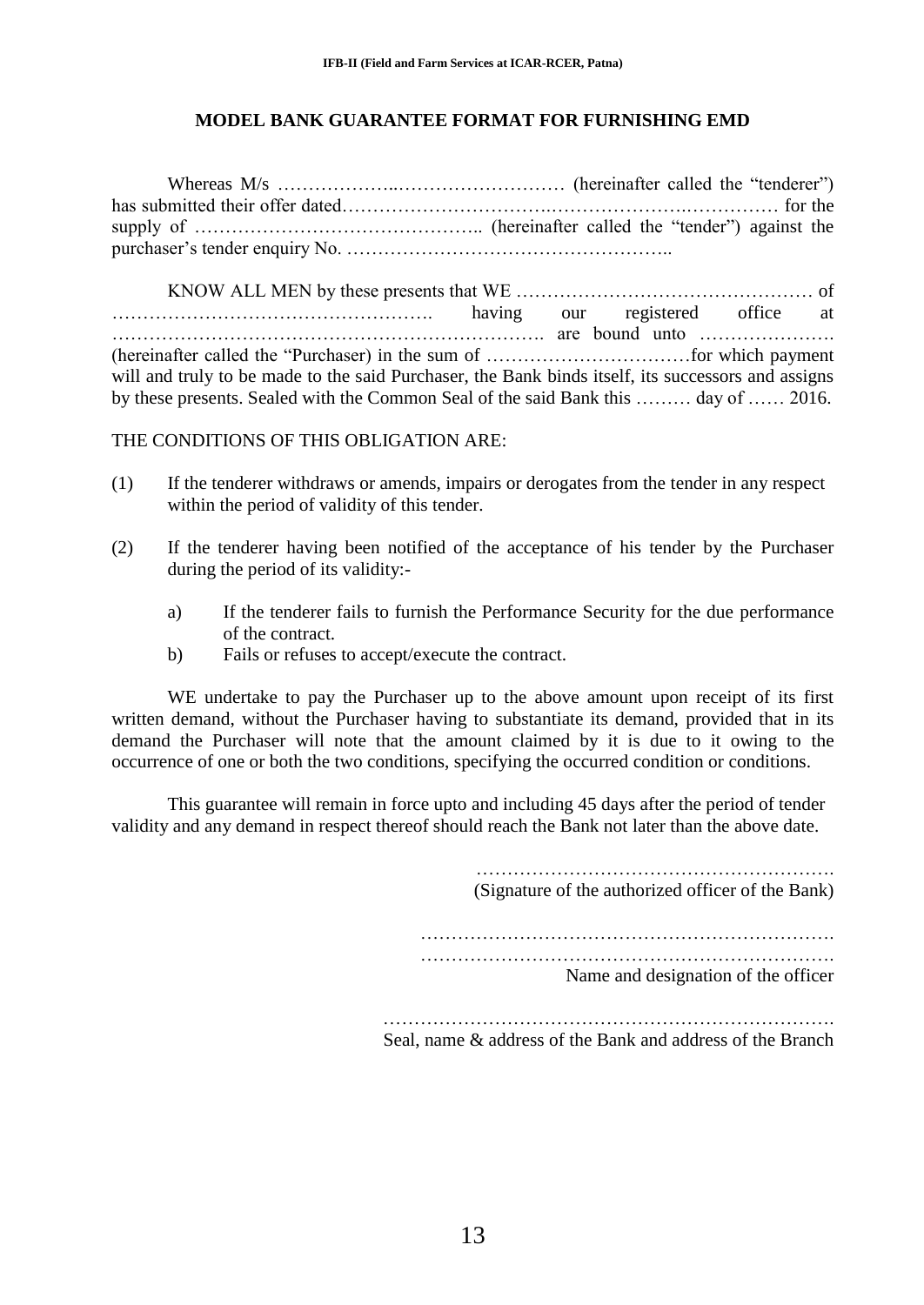## MODEL BANK GUARANTEE FORMAT FOR FURNISHING EMD

Whereas M/s ………………..……………………… (hereinafter called the "tenderer") has submitted their offer dated…………………………..………………..…………… for the supply of ……………………………………….. (hereinafter called the "tender") against the purchaser's tender enquiry No. ……………………………………………..

KNOW ALL MEN by these presents that WE ………………………………………… of ……………………………………………. having our registered office at ……………………………………………………………. are bound unto …………………. (hereinafter called the "Purchaser) in the sum of ……………………………for which payment will and truly to be made to the said Purchaser, the Bank binds itself, its successors and assigns by these presents. Sealed with the Common Seal of the said Bank this ……… day of …… 2016.

THE CONDITIONS OF THIS OBLIGATION ARE:

(1) If the tenderer withdraws or amends, impairs or derogates from the tender in any respect within the period of validity of this tender.

(2) If the tenderer having been notified of the acceptance of his tender by the Purchaser during the period of its validity:-

   a) If the tenderer fails to furnish the Performance Security for the due performance of the contract.
   b) Fails or refuses to accept/execute the contract.

WE undertake to pay the Purchaser up to the above amount upon receipt of its first written demand, without the Purchaser having to substantiate its demand, provided that in its demand the Purchaser will note that the amount claimed by it is due to it owing to the occurrence of one or both the two conditions, specifying the occurred condition or conditions.

This guarantee will remain in force upto and including 45 days after the period of tender validity and any demand in respect thereof should reach the Bank not later than the above date.

…………………………………………………. 
(Signature of the authorized officer of the Bank)

…………………………………………………………. 
…………………………………………………………. 
Name and designation of the officer

………………………………………………………………. 
Seal, name & address of the Bank and address of the Branch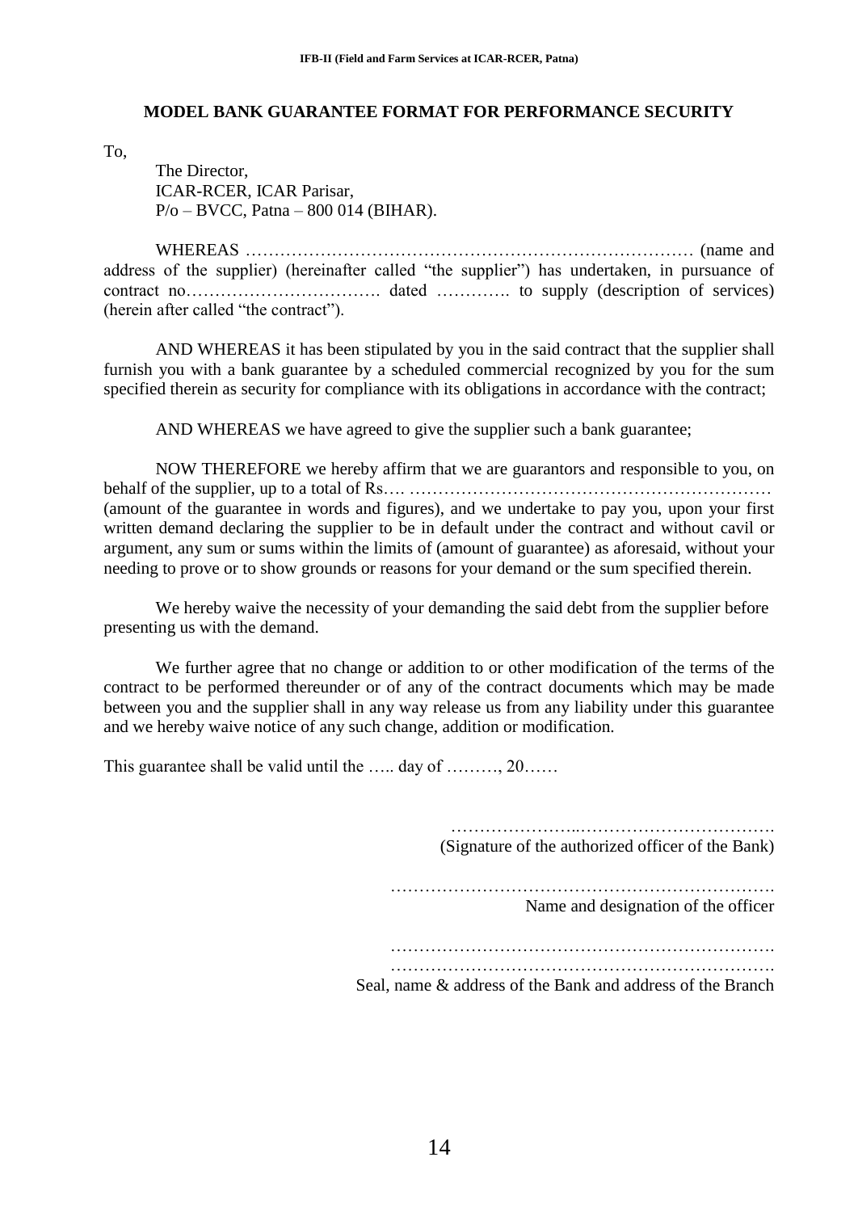## MODEL BANK GUARANTEE FORMAT FOR PERFORMANCE SECURITY

To,

The Director,
ICAR-RCER, ICAR Parisar,
P/o – BVCC, Patna – 800 014 (BIHAR).

WHEREAS …………………………………………………………………… (name and address of the supplier) (hereinafter called "the supplier") has undertaken, in pursuance of contract no……………………………. dated …………. to supply (description of services) (herein after called "the contract").

AND WHEREAS it has been stipulated by you in the said contract that the supplier shall furnish you with a bank guarantee by a scheduled commercial recognized by you for the sum specified therein as security for compliance with its obligations in accordance with the contract;

AND WHEREAS we have agreed to give the supplier such a bank guarantee;

NOW THEREFORE we hereby affirm that we are guarantors and responsible to you, on behalf of the supplier, up to a total of Rs…. ……………………………………………………… (amount of the guarantee in words and figures), and we undertake to pay you, upon your first written demand declaring the supplier to be in default under the contract and without cavil or argument, any sum or sums within the limits of (amount of guarantee) as aforesaid, without your needing to prove or to show grounds or reasons for your demand or the sum specified therein.

We hereby waive the necessity of your demanding the said debt from the supplier before presenting us with the demand.

We further agree that no change or addition to or other modification of the terms of the contract to be performed thereunder or of any of the contract documents which may be made between you and the supplier shall in any way release us from any liability under this guarantee and we hereby waive notice of any such change, addition or modification.

This guarantee shall be valid until the ….. day of ………, 20……

…………………..…………………………….
(Signature of the authorized officer of the Bank)

………………………………………………………….
Name and designation of the officer

………………………………………………………….
………………………………………………………….
Seal, name & address of the Bank and address of the Branch